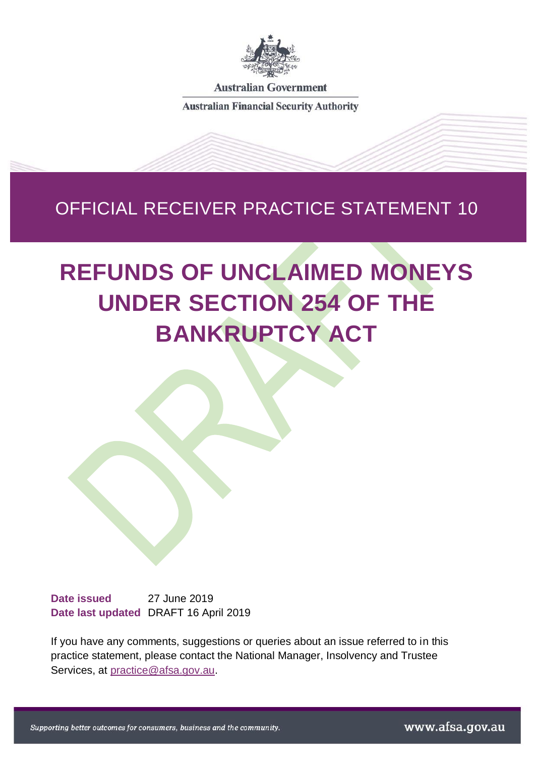Australian Government

Australian Financial Security Authority

OFFICIAL RECEIVER PRACTICE STATEMENT 10

# REFUNDS OF UNCLAIMED MONEYS UNDER SECTION 254 OF THE BANKRUPTCY ACT

**Date issued** 27 June 2019
**Date last updated** DRAFT 16 April 2019

If you have any comments, suggestions or queries about an issue referred to in this practice statement, please contact the National Manager, Insolvency and Trustee Services, at practice@afsa.gov.au.

*Supporting better outcomes for consumers, business and the community.*

www.afsa.gov.au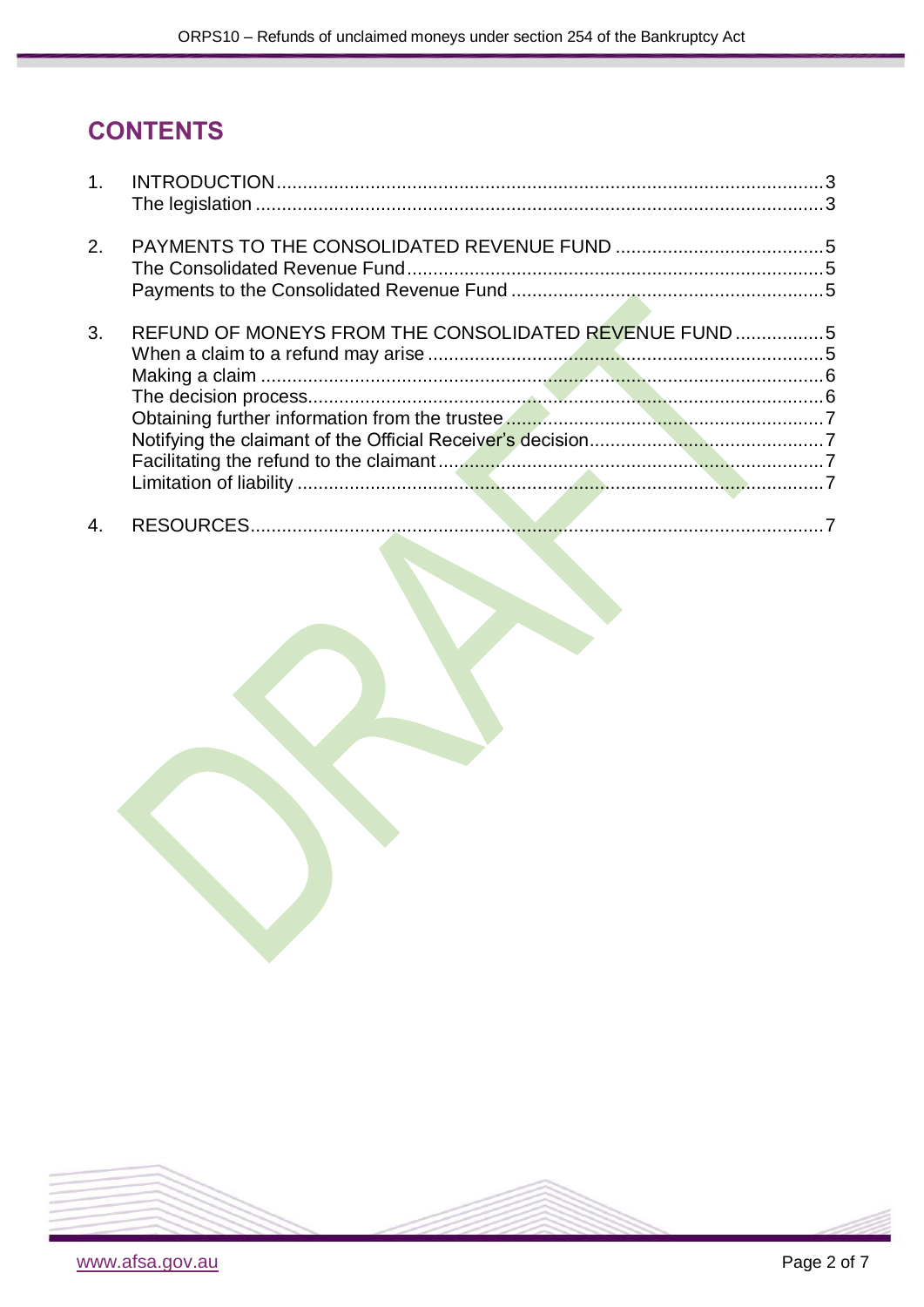# CONTENTS

1. INTRODUCTION ..... 3
   The legislation ..... 3

2. PAYMENTS TO THE CONSOLIDATED REVENUE FUND ..... 5
   The Consolidated Revenue Fund ..... 5
   Payments to the Consolidated Revenue Fund ..... 5

3. REFUND OF MONEYS FROM THE CONSOLIDATED REVENUE FUND ..... 5
   When a claim to a refund may arise ..... 5
   Making a claim ..... 6
   The decision process ..... 6
   Obtaining further information from the trustee ..... 7
   Notifying the claimant of the Official Receiver's decision ..... 7
   Facilitating the refund to the claimant ..... 7
   Limitation of liability ..... 7

4. RESOURCES ..... 7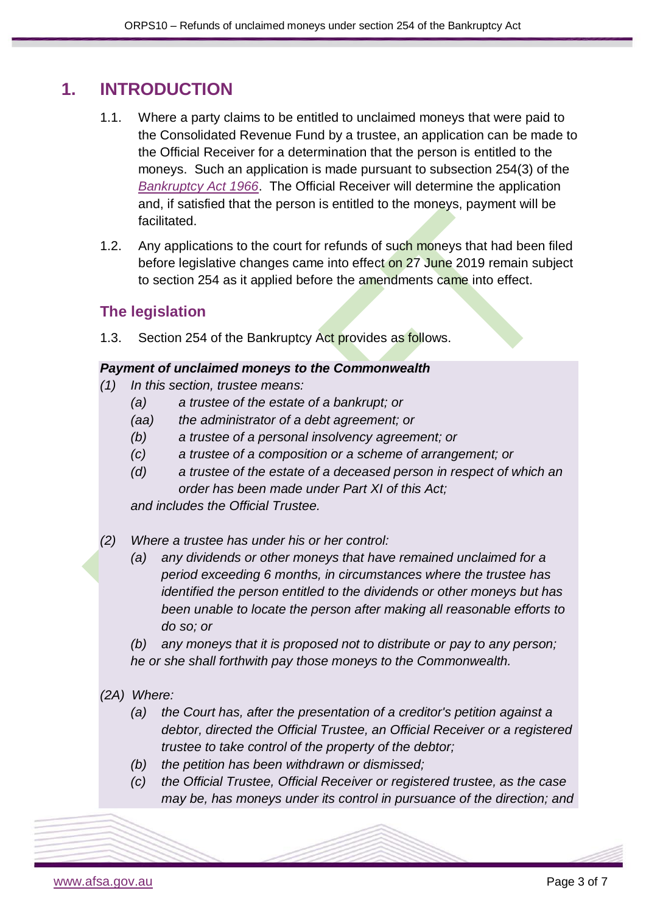# 1. INTRODUCTION

1.1. Where a party claims to be entitled to unclaimed moneys that were paid to the Consolidated Revenue Fund by a trustee, an application can be made to the Official Receiver for a determination that the person is entitled to the moneys. Such an application is made pursuant to subsection 254(3) of the *Bankruptcy Act 1966*. The Official Receiver will determine the application and, if satisfied that the person is entitled to the moneys, payment will be facilitated.

1.2. Any applications to the court for refunds of such moneys that had been filed before legislative changes came into effect on 27 June 2019 remain subject to section 254 as it applied before the amendments came into effect.

## The legislation

1.3. Section 254 of the Bankruptcy Act provides as follows.

***Payment of unclaimed moneys to the Commonwealth***

*(1) In this section, trustee means:*

*(a) a trustee of the estate of a bankrupt; or*

*(aa) the administrator of a debt agreement; or*

*(b) a trustee of a personal insolvency agreement; or*

*(c) a trustee of a composition or a scheme of arrangement; or*

*(d) a trustee of the estate of a deceased person in respect of which an order has been made under Part XI of this Act;*

*and includes the Official Trustee.*

*(2) Where a trustee has under his or her control:*

*(a) any dividends or other moneys that have remained unclaimed for a period exceeding 6 months, in circumstances where the trustee has identified the person entitled to the dividends or other moneys but has been unable to locate the person after making all reasonable efforts to do so; or*

*(b) any moneys that it is proposed not to distribute or pay to any person;*

*he or she shall forthwith pay those moneys to the Commonwealth.*

*(2A) Where:*

*(a) the Court has, after the presentation of a creditor's petition against a debtor, directed the Official Trustee, an Official Receiver or a registered trustee to take control of the property of the debtor;*

*(b) the petition has been withdrawn or dismissed;*

*(c) the Official Trustee, Official Receiver or registered trustee, as the case may be, has moneys under its control in pursuance of the direction; and*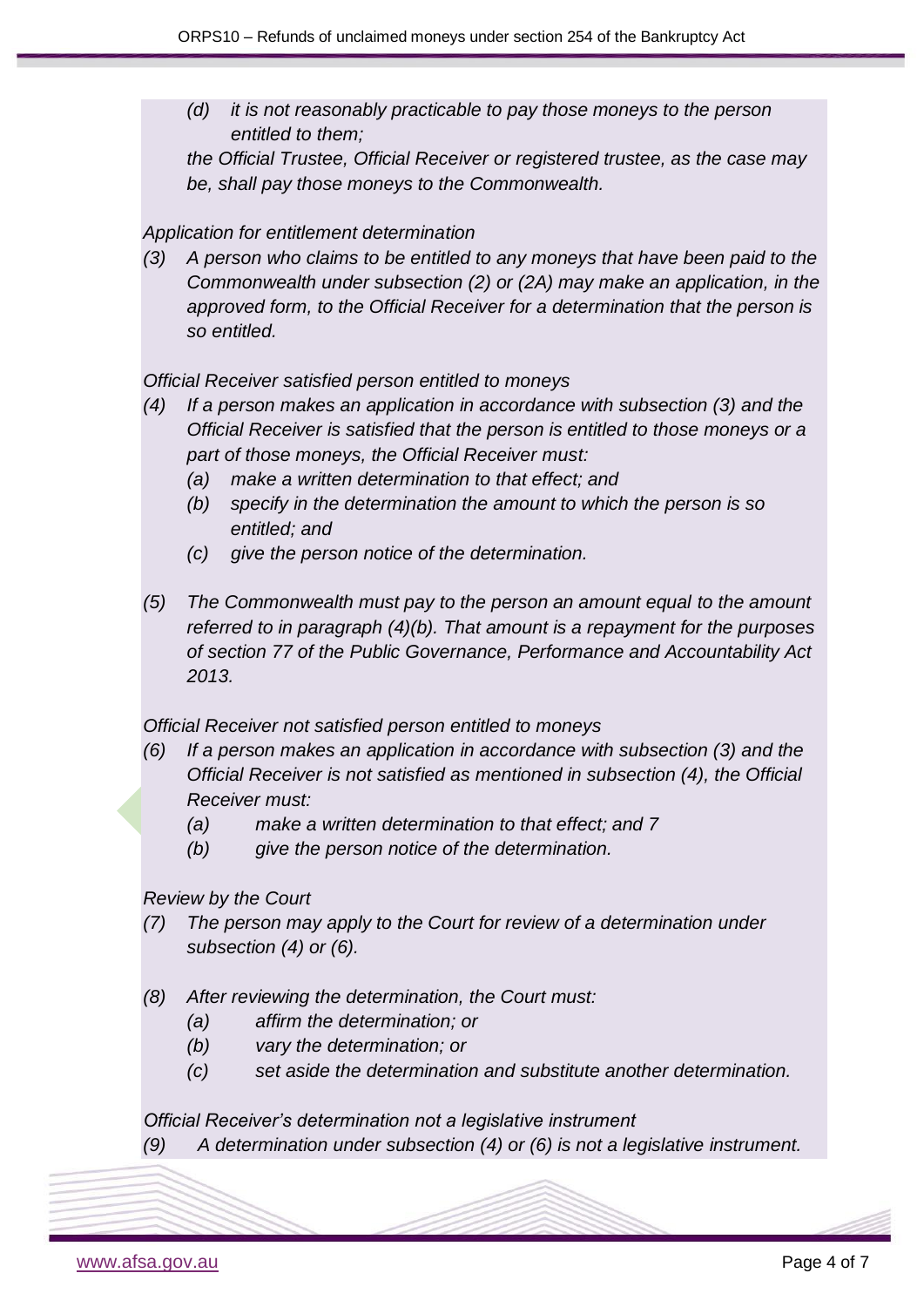*(d) it is not reasonably practicable to pay those moneys to the person entitled to them;*

*the Official Trustee, Official Receiver or registered trustee, as the case may be, shall pay those moneys to the Commonwealth.*

*Application for entitlement determination*

*(3) A person who claims to be entitled to any moneys that have been paid to the Commonwealth under subsection (2) or (2A) may make an application, in the approved form, to the Official Receiver for a determination that the person is so entitled.*

*Official Receiver satisfied person entitled to moneys*

*(4) If a person makes an application in accordance with subsection (3) and the Official Receiver is satisfied that the person is entitled to those moneys or a part of those moneys, the Official Receiver must:*

*(a) make a written determination to that effect; and*

*(b) specify in the determination the amount to which the person is so entitled; and*

*(c) give the person notice of the determination.*

*(5) The Commonwealth must pay to the person an amount equal to the amount referred to in paragraph (4)(b). That amount is a repayment for the purposes of section 77 of the Public Governance, Performance and Accountability Act 2013.*

*Official Receiver not satisfied person entitled to moneys*

*(6) If a person makes an application in accordance with subsection (3) and the Official Receiver is not satisfied as mentioned in subsection (4), the Official Receiver must:*

*(a) make a written determination to that effect; and 7*

*(b) give the person notice of the determination.*

*Review by the Court*

*(7) The person may apply to the Court for review of a determination under subsection (4) or (6).*

*(8) After reviewing the determination, the Court must:*

*(a) affirm the determination; or*

*(b) vary the determination; or*

*(c) set aside the determination and substitute another determination.*

*Official Receiver's determination not a legislative instrument*

*(9) A determination under subsection (4) or (6) is not a legislative instrument.*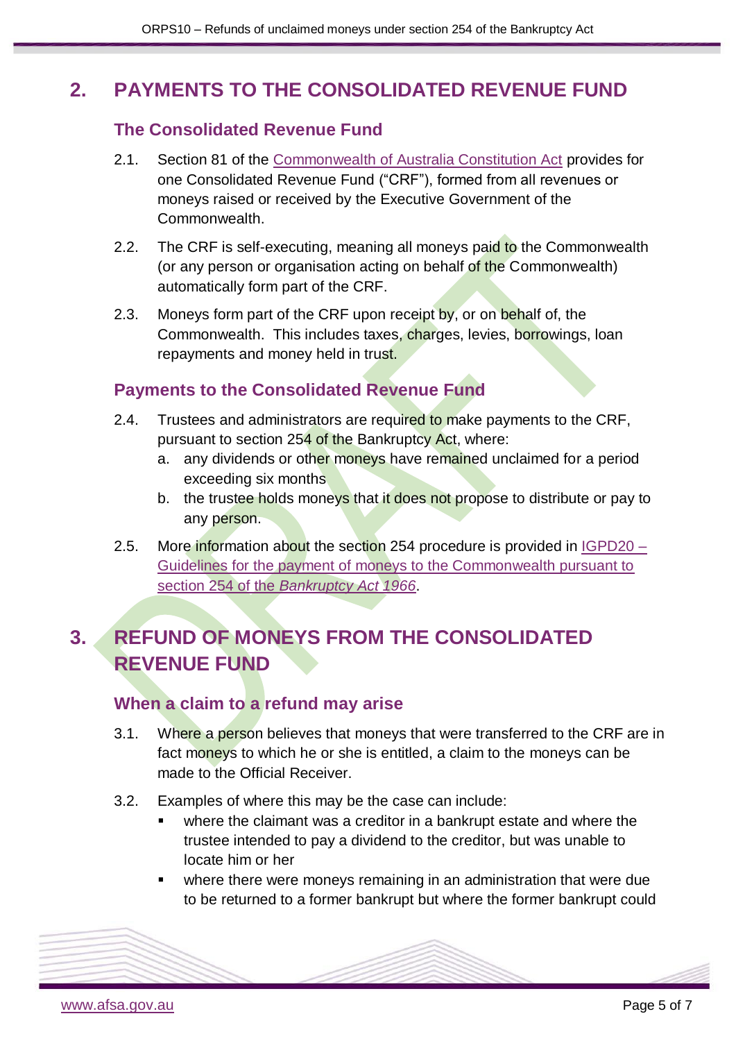## 2. PAYMENTS TO THE CONSOLIDATED REVENUE FUND

### The Consolidated Revenue Fund

2.1. Section 81 of the [Commonwealth of Australia Constitution Act](#) provides for one Consolidated Revenue Fund ("CRF"), formed from all revenues or moneys raised or received by the Executive Government of the Commonwealth.

2.2. The CRF is self-executing, meaning all moneys paid to the Commonwealth (or any person or organisation acting on behalf of the Commonwealth) automatically form part of the CRF.

2.3. Moneys form part of the CRF upon receipt by, or on behalf of, the Commonwealth. This includes taxes, charges, levies, borrowings, loan repayments and money held in trust.

### Payments to the Consolidated Revenue Fund

2.4. Trustees and administrators are required to make payments to the CRF, pursuant to section 254 of the Bankruptcy Act, where:

a. any dividends or other moneys have remained unclaimed for a period exceeding six months

b. the trustee holds moneys that it does not propose to distribute or pay to any person.

2.5. More information about the section 254 procedure is provided in [IGPD20 – Guidelines for the payment of moneys to the Commonwealth pursuant to section 254 of the *Bankruptcy Act 1966*](#).

## 3. REFUND OF MONEYS FROM THE CONSOLIDATED REVENUE FUND

### When a claim to a refund may arise

3.1. Where a person believes that moneys that were transferred to the CRF are in fact moneys to which he or she is entitled, a claim to the moneys can be made to the Official Receiver.

3.2. Examples of where this may be the case can include:

- where the claimant was a creditor in a bankrupt estate and where the trustee intended to pay a dividend to the creditor, but was unable to locate him or her
- where there were moneys remaining in an administration that were due to be returned to a former bankrupt but where the former bankrupt could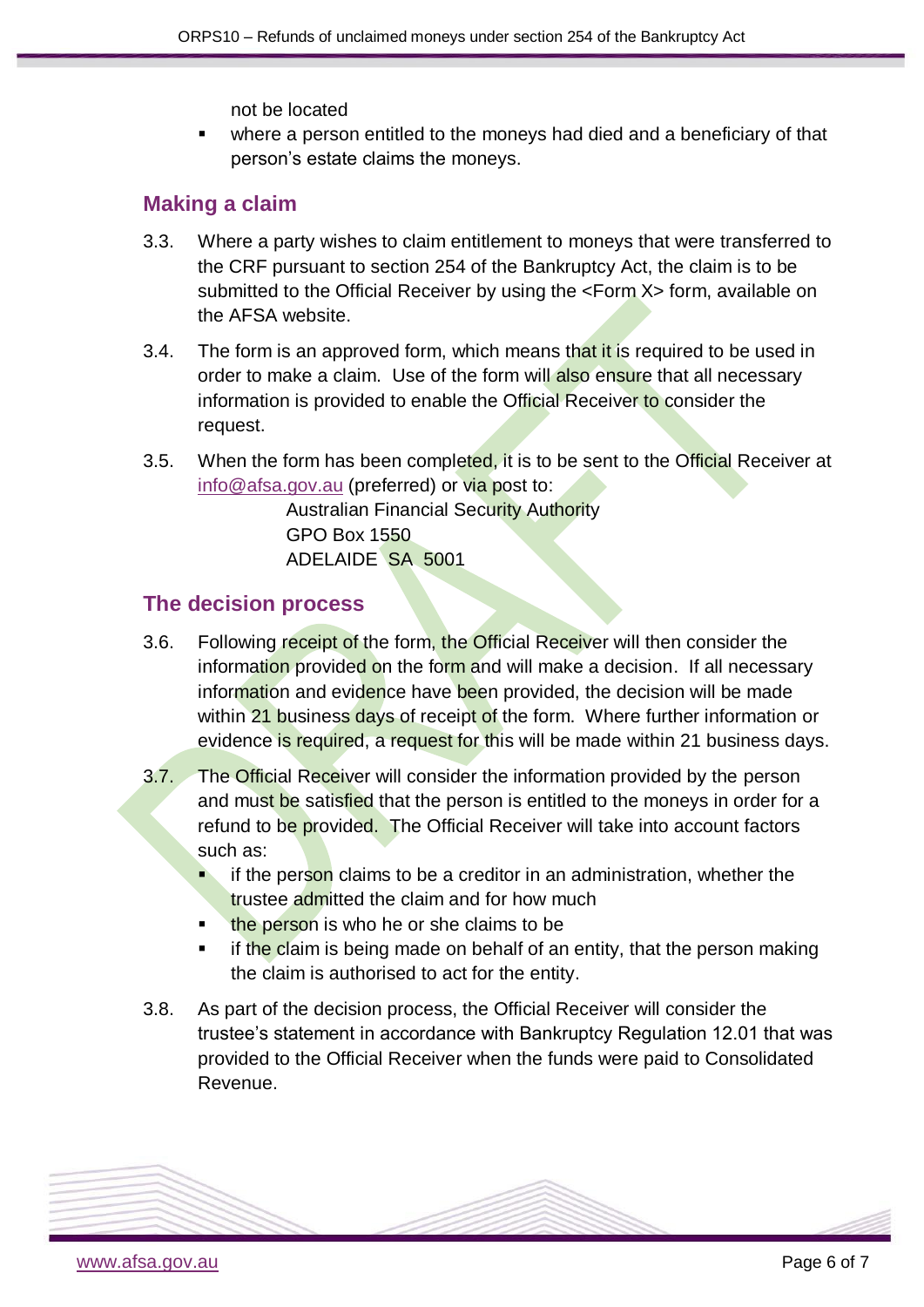not be located

- where a person entitled to the moneys had died and a beneficiary of that person's estate claims the moneys.

## Making a claim

3.3. Where a party wishes to claim entitlement to moneys that were transferred to the CRF pursuant to section 254 of the Bankruptcy Act, the claim is to be submitted to the Official Receiver by using the <Form X> form, available on the AFSA website.

3.4. The form is an approved form, which means that it is required to be used in order to make a claim. Use of the form will also ensure that all necessary information is provided to enable the Official Receiver to consider the request.

3.5. When the form has been completed, it is to be sent to the Official Receiver at info@afsa.gov.au (preferred) or via post to:

Australian Financial Security Authority
GPO Box 1550
ADELAIDE SA 5001

## The decision process

3.6. Following receipt of the form, the Official Receiver will then consider the information provided on the form and will make a decision. If all necessary information and evidence have been provided, the decision will be made within 21 business days of receipt of the form. Where further information or evidence is required, a request for this will be made within 21 business days.

3.7. The Official Receiver will consider the information provided by the person and must be satisfied that the person is entitled to the moneys in order for a refund to be provided. The Official Receiver will take into account factors such as:

- if the person claims to be a creditor in an administration, whether the trustee admitted the claim and for how much
- the person is who he or she claims to be
- if the claim is being made on behalf of an entity, that the person making the claim is authorised to act for the entity.

3.8. As part of the decision process, the Official Receiver will consider the trustee's statement in accordance with Bankruptcy Regulation 12.01 that was provided to the Official Receiver when the funds were paid to Consolidated Revenue.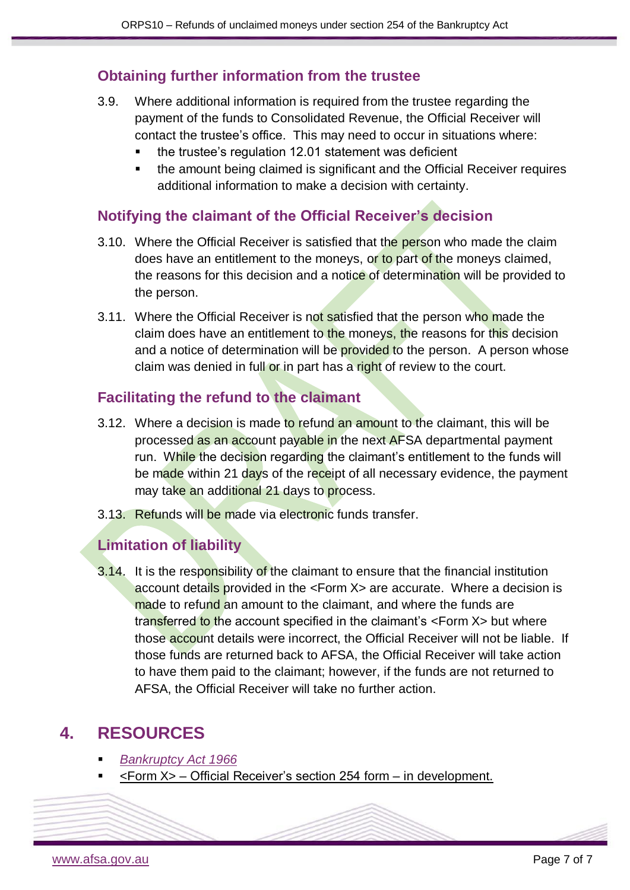### Obtaining further information from the trustee

3.9. Where additional information is required from the trustee regarding the payment of the funds to Consolidated Revenue, the Official Receiver will contact the trustee's office. This may need to occur in situations where:

- the trustee's regulation 12.01 statement was deficient
- the amount being claimed is significant and the Official Receiver requires additional information to make a decision with certainty.

### Notifying the claimant of the Official Receiver's decision

3.10. Where the Official Receiver is satisfied that the person who made the claim does have an entitlement to the moneys, or to part of the moneys claimed, the reasons for this decision and a notice of determination will be provided to the person.

3.11. Where the Official Receiver is not satisfied that the person who made the claim does have an entitlement to the moneys, the reasons for this decision and a notice of determination will be provided to the person. A person whose claim was denied in full or in part has a right of review to the court.

### Facilitating the refund to the claimant

3.12. Where a decision is made to refund an amount to the claimant, this will be processed as an account payable in the next AFSA departmental payment run. While the decision regarding the claimant's entitlement to the funds will be made within 21 days of the receipt of all necessary evidence, the payment may take an additional 21 days to process.

3.13. Refunds will be made via electronic funds transfer.

### Limitation of liability

3.14. It is the responsibility of the claimant to ensure that the financial institution account details provided in the <Form X> are accurate. Where a decision is made to refund an amount to the claimant, and where the funds are transferred to the account specified in the claimant's <Form X> but where those account details were incorrect, the Official Receiver will not be liable. If those funds are returned back to AFSA, the Official Receiver will take action to have them paid to the claimant; however, if the funds are not returned to AFSA, the Official Receiver will take no further action.

## 4. RESOURCES

- *Bankruptcy Act 1966*
- <Form X> – Official Receiver's section 254 form – in development.